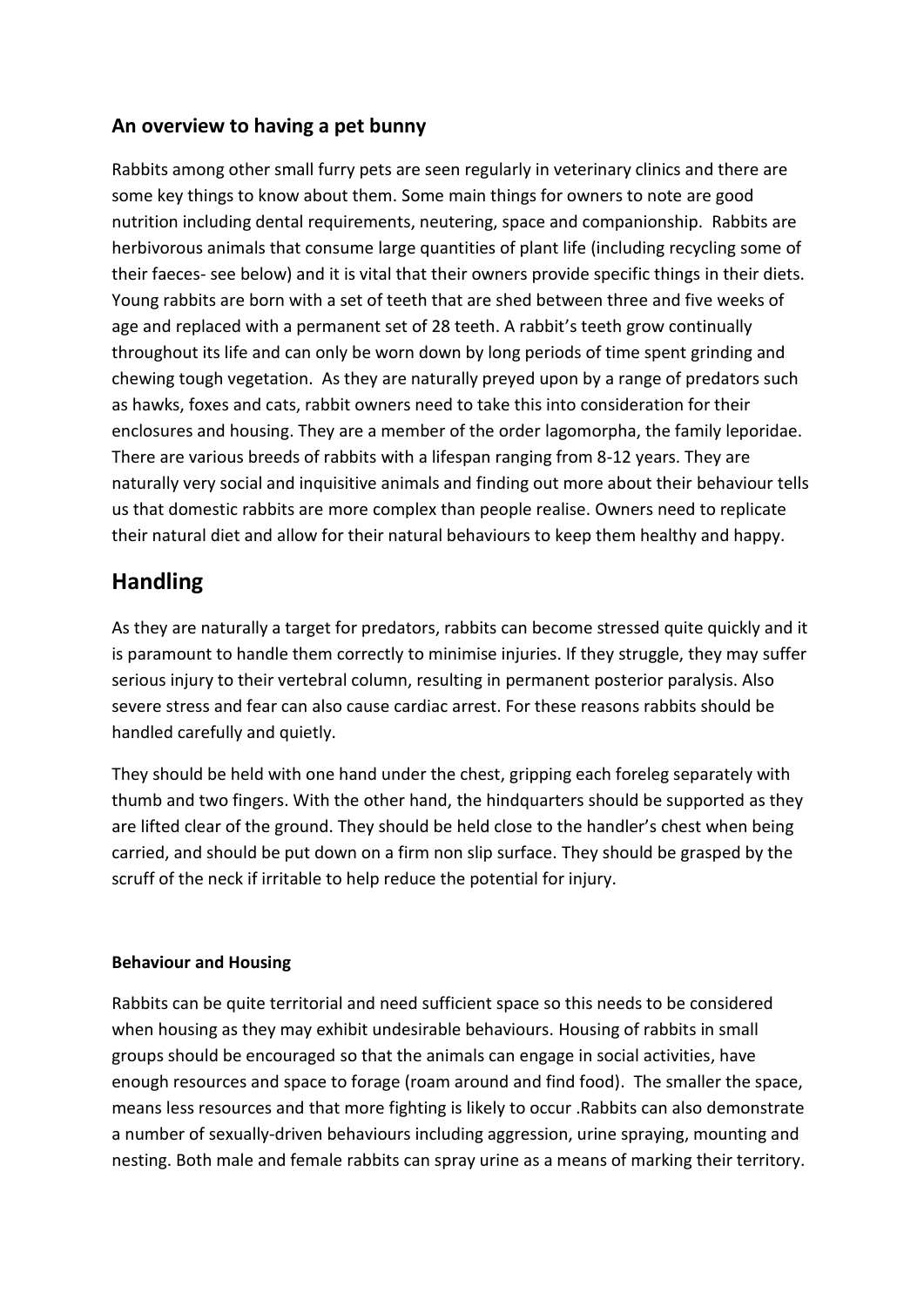## An overview to having a pet bunny

Rabbits among other small furry pets are seen regularly in veterinary clinics and there are some key things to know about them. Some main things for owners to note are good nutrition including dental requirements, neutering, space and companionship. Rabbits are herbivorous animals that consume large quantities of plant life (including recycling some of their faeces- see below) and it is vital that their owners provide specific things in their diets. Young rabbits are born with a set of teeth that are shed between three and five weeks of age and replaced with a permanent set of 28 teeth. A rabbit's teeth grow continually throughout its life and can only be worn down by long periods of time spent grinding and chewing tough vegetation. As they are naturally preyed upon by a range of predators such as hawks, foxes and cats, rabbit owners need to take this into consideration for their enclosures and housing. They are a member of the order lagomorpha, the family leporidae. There are various breeds of rabbits with a lifespan ranging from 8-12 years. They are naturally very social and inquisitive animals and finding out more about their behaviour tells us that domestic rabbits are more complex than people realise. Owners need to replicate their natural diet and allow for their natural behaviours to keep them healthy and happy.

# Handling

As they are naturally a target for predators, rabbits can become stressed quite quickly and it is paramount to handle them correctly to minimise injuries. If they struggle, they may suffer serious injury to their vertebral column, resulting in permanent posterior paralysis. Also severe stress and fear can also cause cardiac arrest. For these reasons rabbits should be handled carefully and quietly.

They should be held with one hand under the chest, gripping each foreleg separately with thumb and two fingers. With the other hand, the hindquarters should be supported as they are lifted clear of the ground. They should be held close to the handler's chest when being carried, and should be put down on a firm non slip surface. They should be grasped by the scruff of the neck if irritable to help reduce the potential for injury.

### Behaviour and Housing

Rabbits can be quite territorial and need sufficient space so this needs to be considered when housing as they may exhibit undesirable behaviours. Housing of rabbits in small groups should be encouraged so that the animals can engage in social activities, have enough resources and space to forage (roam around and find food). The smaller the space, means less resources and that more fighting is likely to occur .Rabbits can also demonstrate a number of sexually-driven behaviours including aggression, urine spraying, mounting and nesting. Both male and female rabbits can spray urine as a means of marking their territory.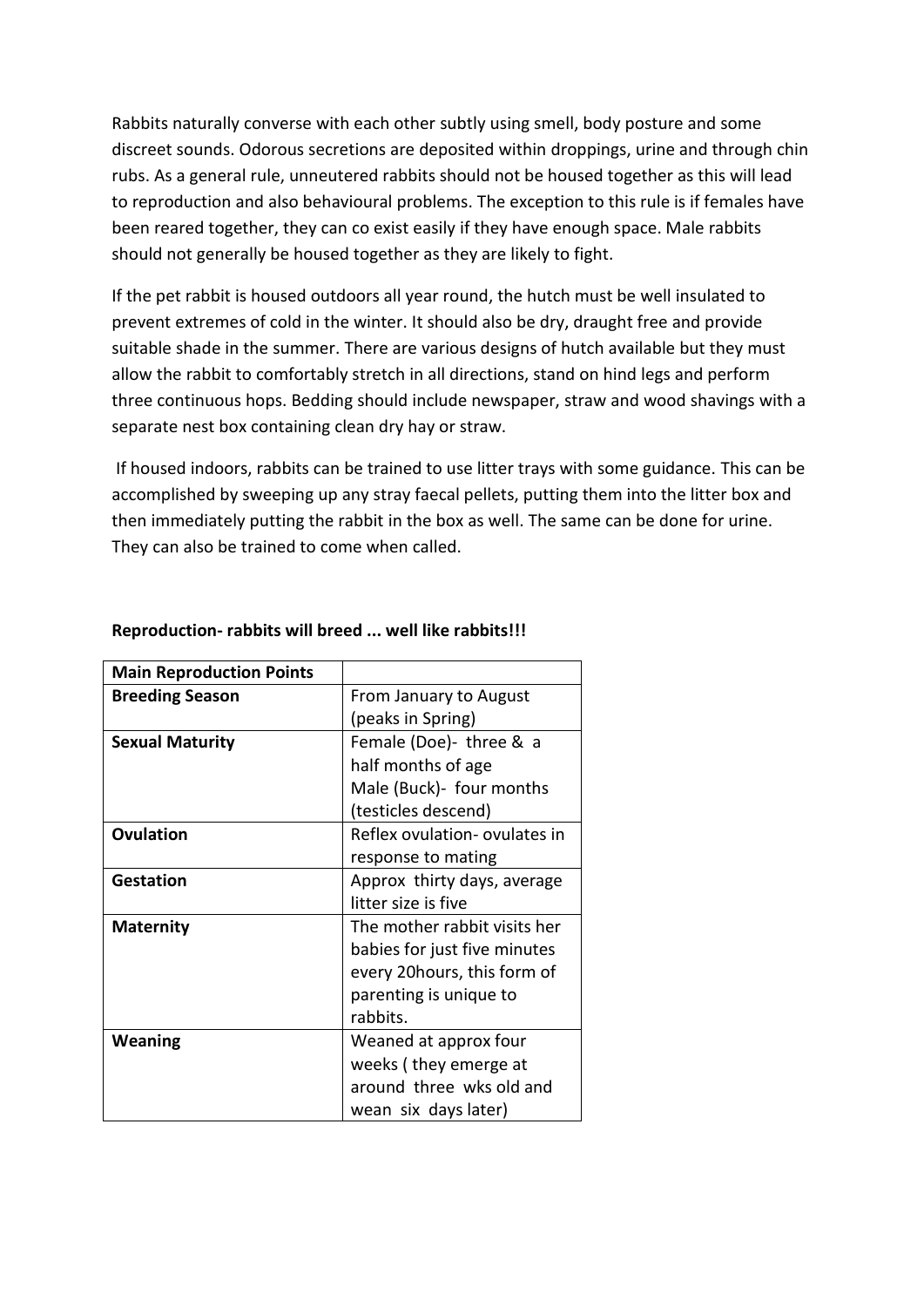Rabbits naturally converse with each other subtly using smell, body posture and some discreet sounds. Odorous secretions are deposited within droppings, urine and through chin rubs. As a general rule, unneutered rabbits should not be housed together as this will lead to reproduction and also behavioural problems. The exception to this rule is if females have been reared together, they can co exist easily if they have enough space. Male rabbits should not generally be housed together as they are likely to fight.

If the pet rabbit is housed outdoors all year round, the hutch must be well insulated to prevent extremes of cold in the winter. It should also be dry, draught free and provide suitable shade in the summer. There are various designs of hutch available but they must allow the rabbit to comfortably stretch in all directions, stand on hind legs and perform three continuous hops. Bedding should include newspaper, straw and wood shavings with a separate nest box containing clean dry hay or straw.

If housed indoors, rabbits can be trained to use litter trays with some guidance. This can be accomplished by sweeping up any stray faecal pellets, putting them into the litter box and then immediately putting the rabbit in the box as well. The same can be done for urine. They can also be trained to come when called.

**Reproduction- rabbits will breed ... well like rabbits!!!**

| **Main Reproduction Points** | |
|---|---|
| **Breeding Season** | From January to August (peaks in Spring) |
| **Sexual Maturity** | Female (Doe)- three & a half months of age<br>Male (Buck)- four months (testicles descend) |
| **Ovulation** | Reflex ovulation- ovulates in response to mating |
| **Gestation** | Approx thirty days, average litter size is five |
| **Maternity** | The mother rabbit visits her babies for just five minutes every 20hours, this form of parenting is unique to rabbits. |
| **Weaning** | Weaned at approx four weeks ( they emerge at around three wks old and wean six days later) |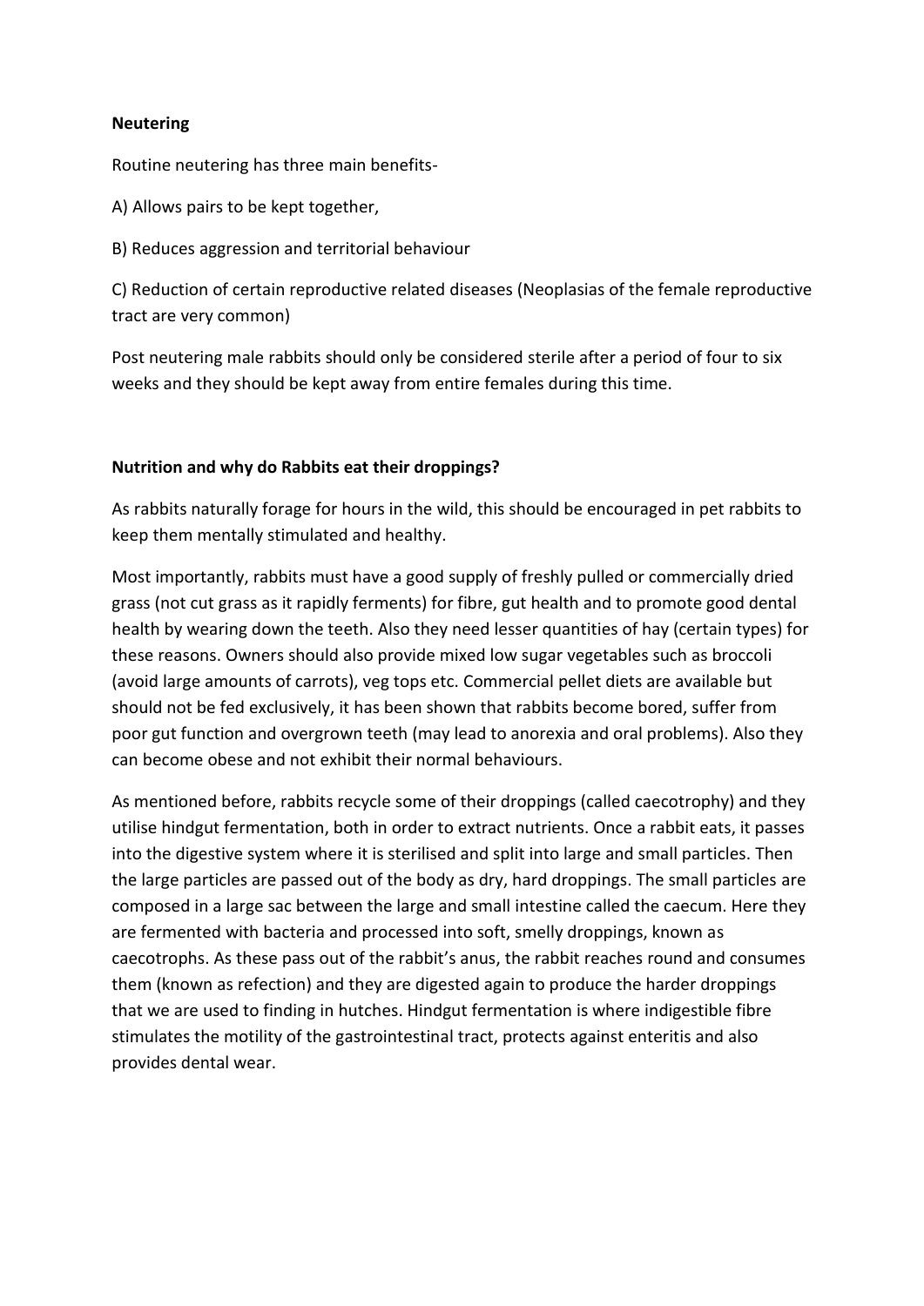**Neutering**

Routine neutering has three main benefits-

A) Allows pairs to be kept together,

B) Reduces aggression and territorial behaviour

C) Reduction of certain reproductive related diseases (Neoplasias of the female reproductive tract are very common)

Post neutering male rabbits should only be considered sterile after a period of four to six weeks and they should be kept away from entire females during this time.

**Nutrition and why do Rabbits eat their droppings?**

As rabbits naturally forage for hours in the wild, this should be encouraged in pet rabbits to keep them mentally stimulated and healthy.

Most importantly, rabbits must have a good supply of freshly pulled or commercially dried grass (not cut grass as it rapidly ferments) for fibre, gut health and to promote good dental health by wearing down the teeth. Also they need lesser quantities of hay (certain types) for these reasons. Owners should also provide mixed low sugar vegetables such as broccoli (avoid large amounts of carrots), veg tops etc. Commercial pellet diets are available but should not be fed exclusively, it has been shown that rabbits become bored, suffer from poor gut function and overgrown teeth (may lead to anorexia and oral problems). Also they can become obese and not exhibit their normal behaviours.

As mentioned before, rabbits recycle some of their droppings (called caecotrophy) and they utilise hindgut fermentation, both in order to extract nutrients. Once a rabbit eats, it passes into the digestive system where it is sterilised and split into large and small particles. Then the large particles are passed out of the body as dry, hard droppings. The small particles are composed in a large sac between the large and small intestine called the caecum. Here they are fermented with bacteria and processed into soft, smelly droppings, known as caecotrophs. As these pass out of the rabbit's anus, the rabbit reaches round and consumes them (known as refection) and they are digested again to produce the harder droppings that we are used to finding in hutches. Hindgut fermentation is where indigestible fibre stimulates the motility of the gastrointestinal tract, protects against enteritis and also provides dental wear.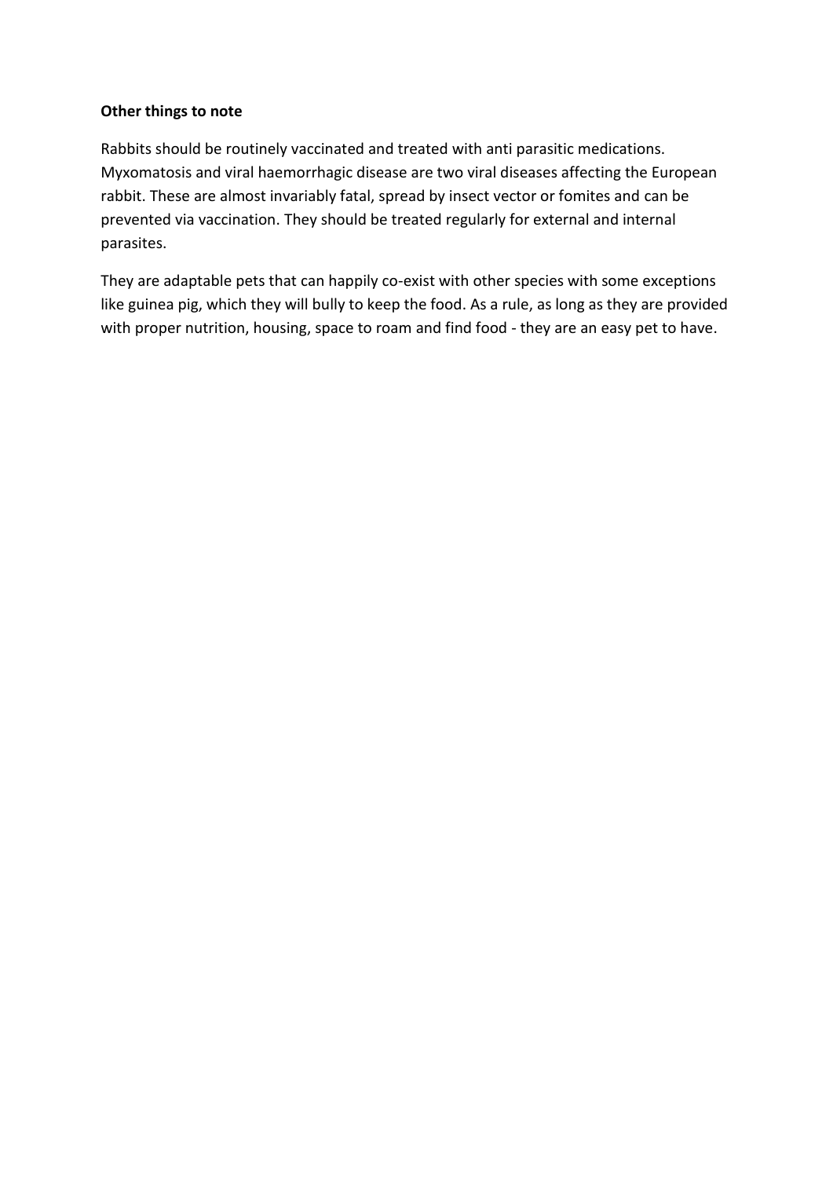**Other things to note**

Rabbits should be routinely vaccinated and treated with anti parasitic medications. Myxomatosis and viral haemorrhagic disease are two viral diseases affecting the European rabbit. These are almost invariably fatal, spread by insect vector or fomites and can be prevented via vaccination. They should be treated regularly for external and internal parasites.

They are adaptable pets that can happily co-exist with other species with some exceptions like guinea pig, which they will bully to keep the food. As a rule, as long as they are provided with proper nutrition, housing, space to roam and find food - they are an easy pet to have.